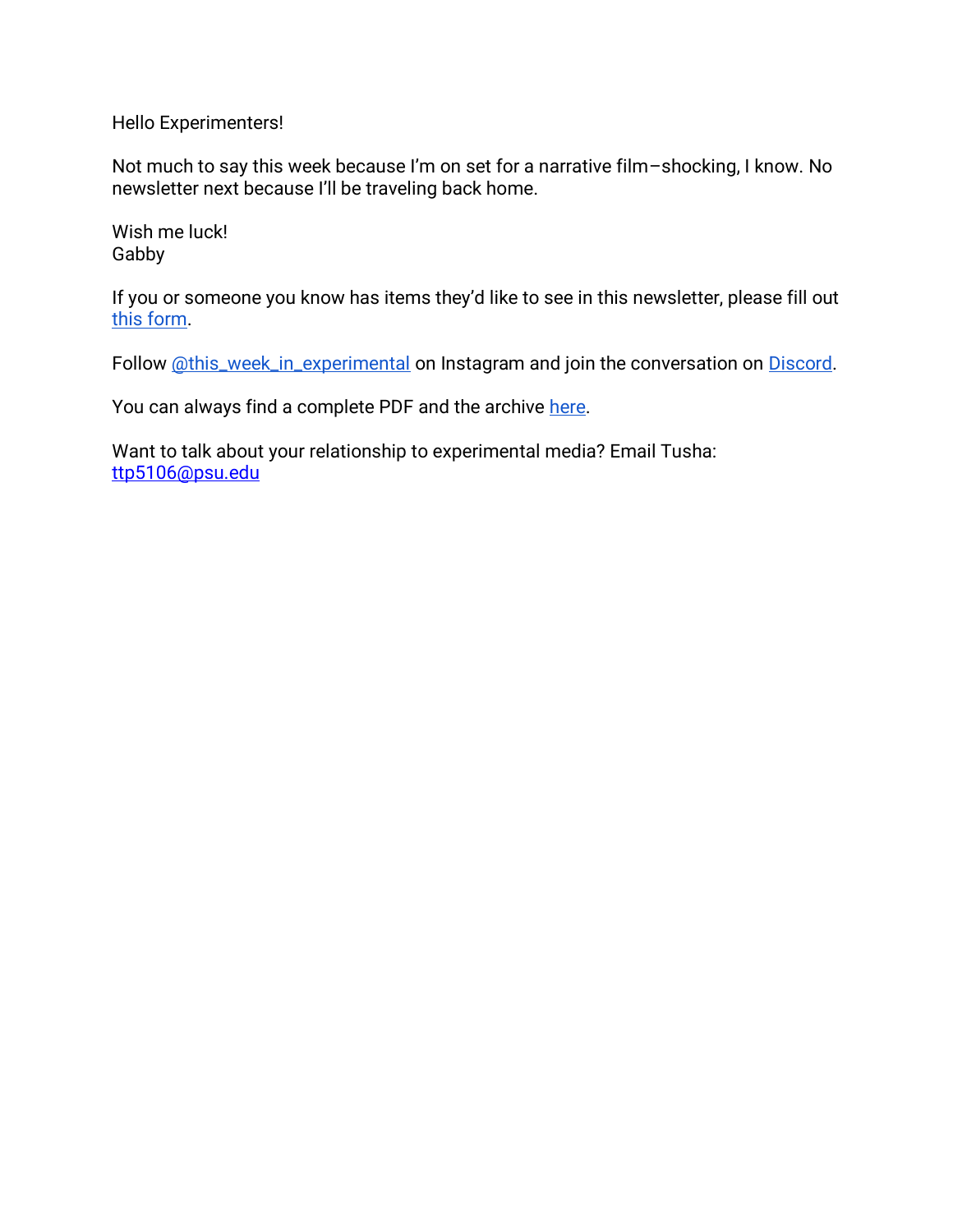Hello Experimenters!

Not much to say this week because I'm on set for a narrative film–shocking, I know. No newsletter next because I'll be traveling back home.

Wish me luck!
Gabby

If you or someone you know has items they'd like to see in this newsletter, please fill out [this form](#).

Follow [@this_week_in_experimental](#) on Instagram and join the conversation on [Discord](#).

You can always find a complete PDF and the archive [here](#).

Want to talk about your relationship to experimental media? Email Tusha: [ttp5106@psu.edu](mailto:ttp5106@psu.edu)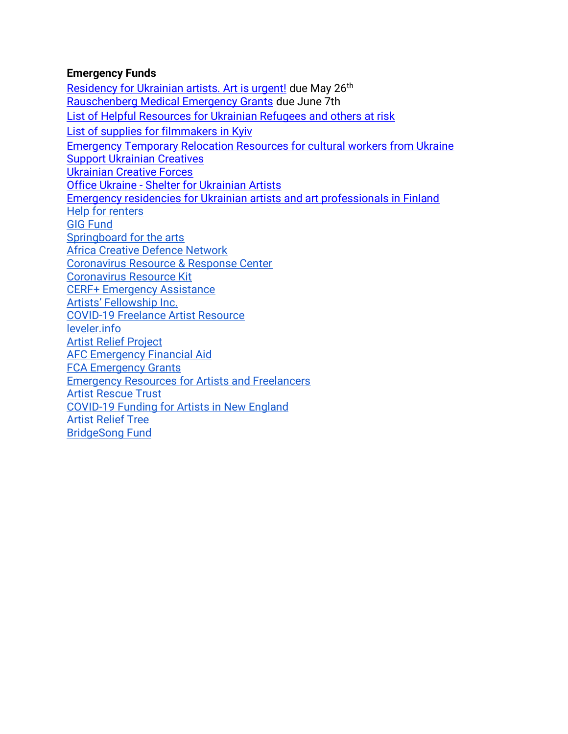**Emergency Funds**

Residency for Ukrainian artists. Art is urgent! due May 26th
Rauschenberg Medical Emergency Grants due June 7th
List of Helpful Resources for Ukrainian Refugees and others at risk
List of supplies for filmmakers in Kyiv
Emergency Temporary Relocation Resources for cultural workers from Ukraine
Support Ukrainian Creatives
Ukrainian Creative Forces
Office Ukraine - Shelter for Ukrainian Artists
Emergency residencies for Ukrainian artists and art professionals in Finland
Help for renters
GIG Fund
Springboard for the arts
Africa Creative Defence Network
Coronavirus Resource & Response Center
Coronavirus Resource Kit
CERF+ Emergency Assistance
Artists' Fellowship Inc.
COVID-19 Freelance Artist Resource
leveler.info
Artist Relief Project
AFC Emergency Financial Aid
FCA Emergency Grants
Emergency Resources for Artists and Freelancers
Artist Rescue Trust
COVID-19 Funding for Artists in New England
Artist Relief Tree
BridgeSong Fund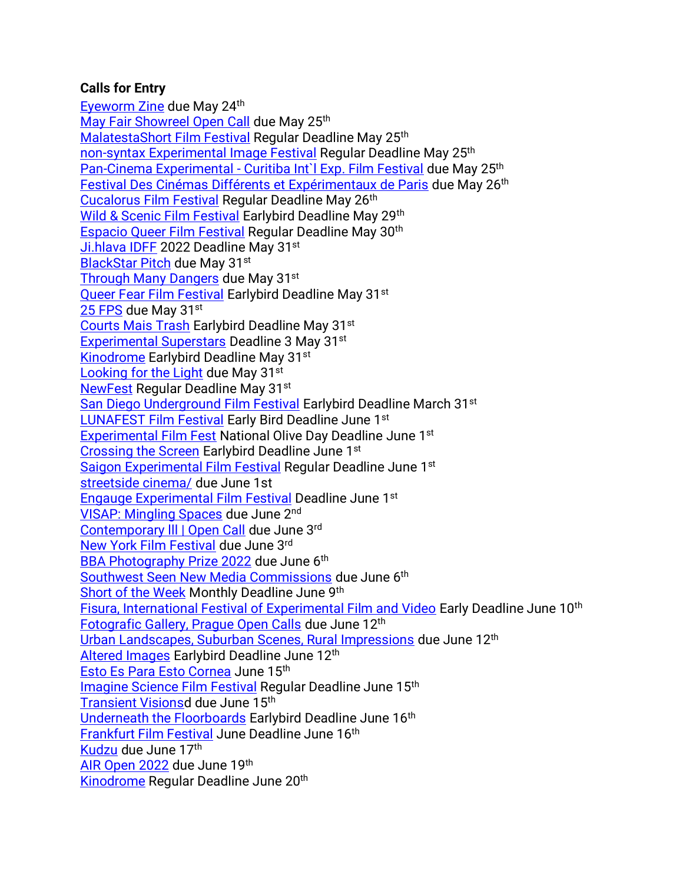**Calls for Entry**

Eyeworm Zine due May 24th
May Fair Showreel Open Call due May 25th
MalatestaShort Film Festival Regular Deadline May 25th
non-syntax Experimental Image Festival Regular Deadline May 25th
Pan-Cinema Experimental - Curitiba Int`l Exp. Film Festival due May 25th
Festival Des Cinémas Différents et Expérimentaux de Paris due May 26th
Cucalorus Film Festival Regular Deadline May 26th
Wild & Scenic Film Festival Earlybird Deadline May 29th
Espacio Queer Film Festival Regular Deadline May 30th
Ji.hlava IDFF 2022 Deadline May 31st
BlackStar Pitch due May 31st
Through Many Dangers due May 31st
Queer Fear Film Festival Earlybird Deadline May 31st
25 FPS due May 31st
Courts Mais Trash Earlybird Deadline May 31st
Experimental Superstars Deadline 3 May 31st
Kinodrome Earlybird Deadline May 31st
Looking for the Light due May 31st
NewFest Regular Deadline May 31st
San Diego Underground Film Festival Earlybird Deadline March 31st
LUNAFEST Film Festival Early Bird Deadline June 1st
Experimental Film Fest National Olive Day Deadline June 1st
Crossing the Screen Earlybird Deadline June 1st
Saigon Experimental Film Festival Regular Deadline June 1st
streetside cinema/ due June 1st
Engauge Experimental Film Festival Deadline June 1st
VISAP: Mingling Spaces due June 2nd
Contemporary III | Open Call due June 3rd
New York Film Festival due June 3rd
BBA Photography Prize 2022 due June 6th
Southwest Seen New Media Commissions due June 6th
Short of the Week Monthly Deadline June 9th
Fisura, International Festival of Experimental Film and Video Early Deadline June 10th
Fotografic Gallery, Prague Open Calls due June 12th
Urban Landscapes, Suburban Scenes, Rural Impressions due June 12th
Altered Images Earlybird Deadline June 12th
Esto Es Para Esto Cornea June 15th
Imagine Science Film Festival Regular Deadline June 15th
Transient Visionsd due June 15th
Underneath the Floorboards Earlybird Deadline June 16th
Frankfurt Film Festival June Deadline June 16th
Kudzu due June 17th
AIR Open 2022 due June 19th
Kinodrome Regular Deadline June 20th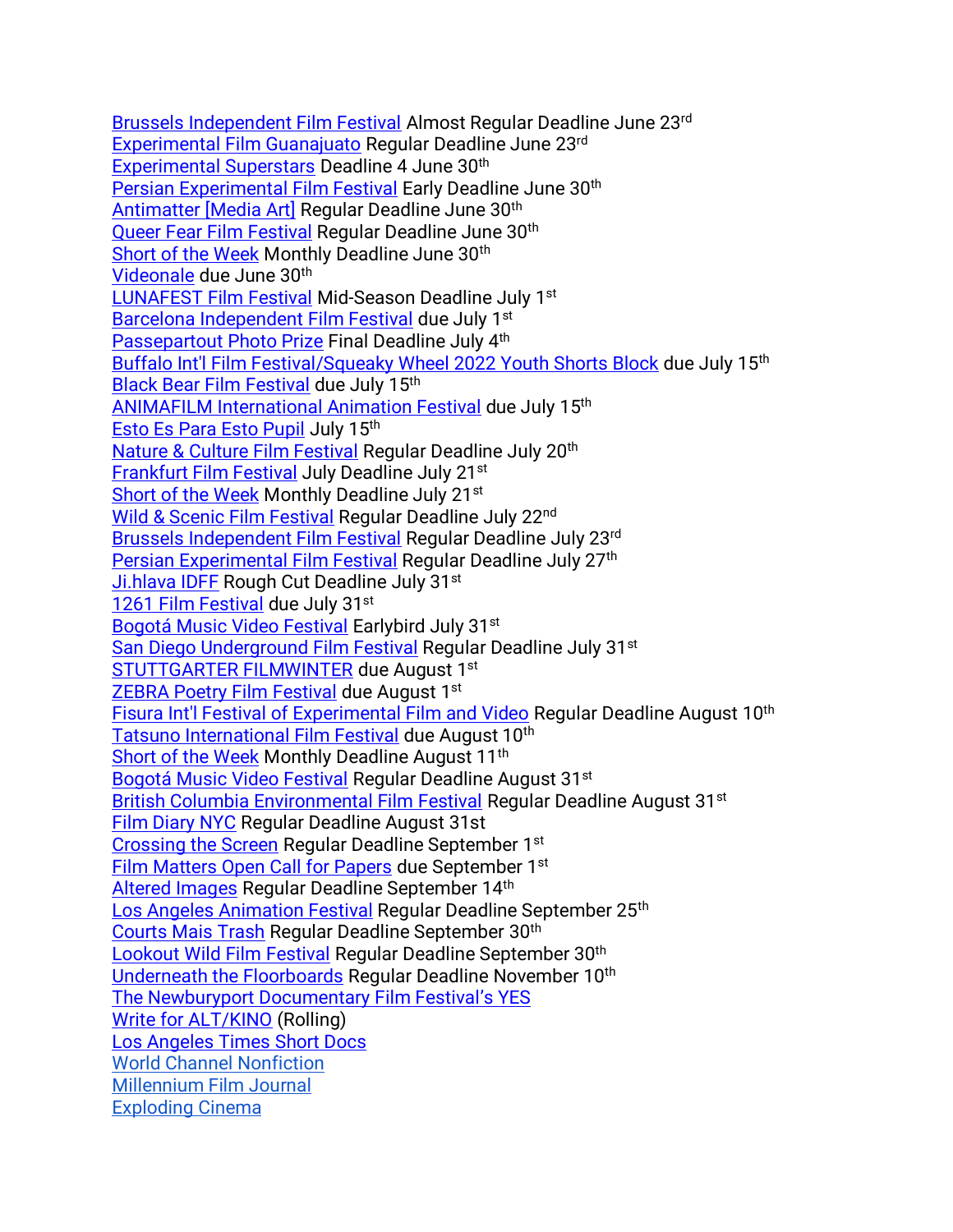Brussels Independent Film Festival Almost Regular Deadline June 23rd
Experimental Film Guanajuato Regular Deadline June 23rd
Experimental Superstars Deadline 4 June 30th
Persian Experimental Film Festival Early Deadline June 30th
Antimatter [Media Art] Regular Deadline June 30th
Queer Fear Film Festival Regular Deadline June 30th
Short of the Week Monthly Deadline June 30th
Videonale due June 30th
LUNAFEST Film Festival Mid-Season Deadline July 1st
Barcelona Independent Film Festival due July 1st
Passepartout Photo Prize Final Deadline July 4th
Buffalo Int'l Film Festival/Squeaky Wheel 2022 Youth Shorts Block due July 15th
Black Bear Film Festival due July 15th
ANIMAFILM International Animation Festival due July 15th
Esto Es Para Esto Pupil July 15th
Nature & Culture Film Festival Regular Deadline July 20th
Frankfurt Film Festival July Deadline July 21st
Short of the Week Monthly Deadline July 21st
Wild & Scenic Film Festival Regular Deadline July 22nd
Brussels Independent Film Festival Regular Deadline July 23rd
Persian Experimental Film Festival Regular Deadline July 27th
Ji.hlava IDFF Rough Cut Deadline July 31st
1261 Film Festival due July 31st
Bogotá Music Video Festival Earlybird July 31st
San Diego Underground Film Festival Regular Deadline July 31st
STUTTGARTER FILMWINTER due August 1st
ZEBRA Poetry Film Festival due August 1st
Fisura Int'l Festival of Experimental Film and Video Regular Deadline August 10th
Tatsuno International Film Festival due August 10th
Short of the Week Monthly Deadline August 11th
Bogotá Music Video Festival Regular Deadline August 31st
British Columbia Environmental Film Festival Regular Deadline August 31st
Film Diary NYC Regular Deadline August 31st
Crossing the Screen Regular Deadline September 1st
Film Matters Open Call for Papers due September 1st
Altered Images Regular Deadline September 14th
Los Angeles Animation Festival Regular Deadline September 25th
Courts Mais Trash Regular Deadline September 30th
Lookout Wild Film Festival Regular Deadline September 30th
Underneath the Floorboards Regular Deadline November 10th
The Newburyport Documentary Film Festival's YES
Write for ALT/KINO (Rolling)
Los Angeles Times Short Docs
World Channel Nonfiction
Millennium Film Journal
Exploding Cinema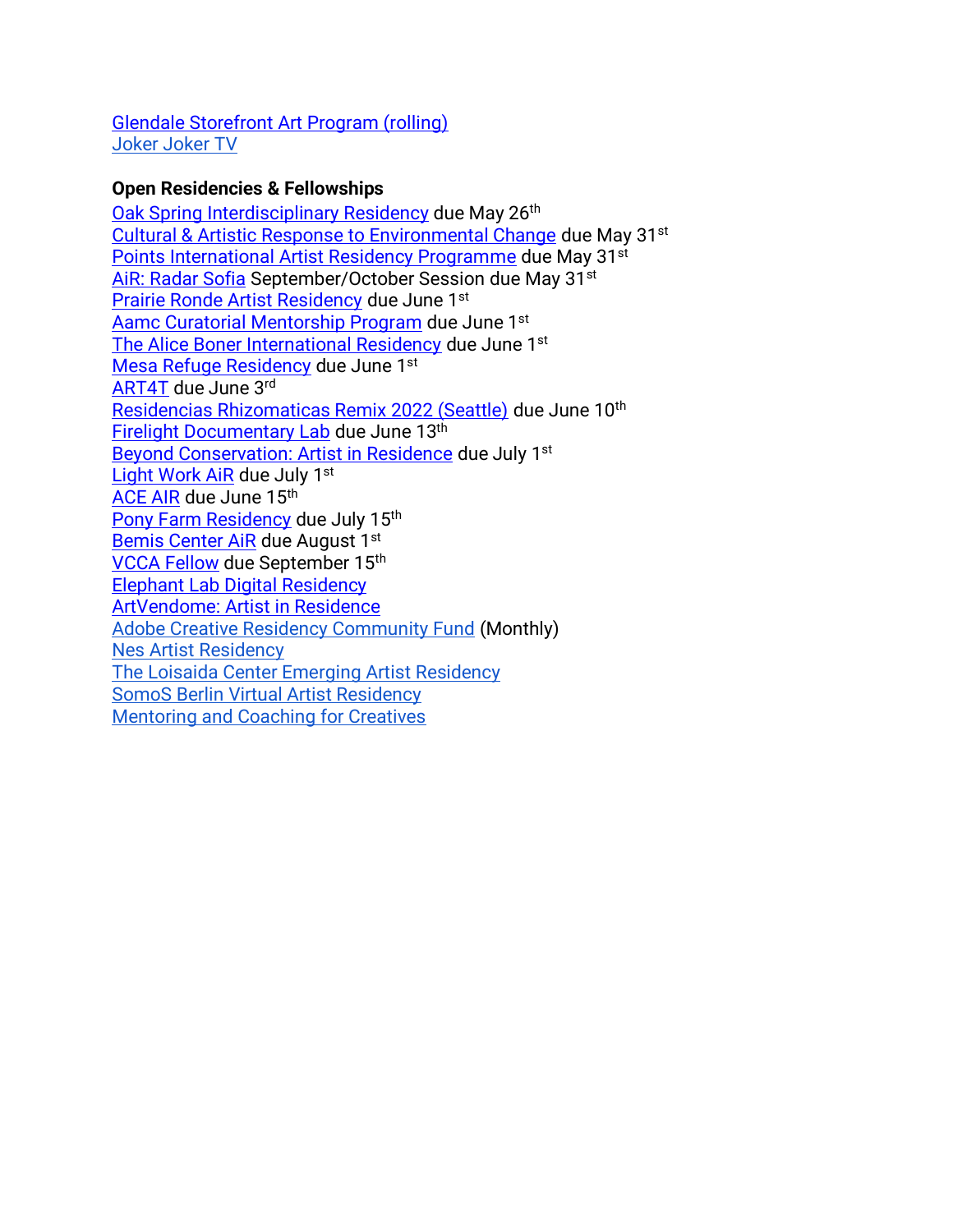Glendale Storefront Art Program (rolling)
Joker Joker TV

**Open Residencies & Fellowships**

Oak Spring Interdisciplinary Residency due May 26th
Cultural & Artistic Response to Environmental Change due May 31st
Points International Artist Residency Programme due May 31st
AiR: Radar Sofia September/October Session due May 31st
Prairie Ronde Artist Residency due June 1st
Aamc Curatorial Mentorship Program due June 1st
The Alice Boner International Residency due June 1st
Mesa Refuge Residency due June 1st
ART4T due June 3rd
Residencias Rhizomaticas Remix 2022 (Seattle) due June 10th
Firelight Documentary Lab due June 13th
Beyond Conservation: Artist in Residence due July 1st
Light Work AiR due July 1st
ACE AIR due June 15th
Pony Farm Residency due July 15th
Bemis Center AiR due August 1st
VCCA Fellow due September 15th
Elephant Lab Digital Residency
ArtVendome: Artist in Residence
Adobe Creative Residency Community Fund (Monthly)
Nes Artist Residency
The Loisaida Center Emerging Artist Residency
SomoS Berlin Virtual Artist Residency
Mentoring and Coaching for Creatives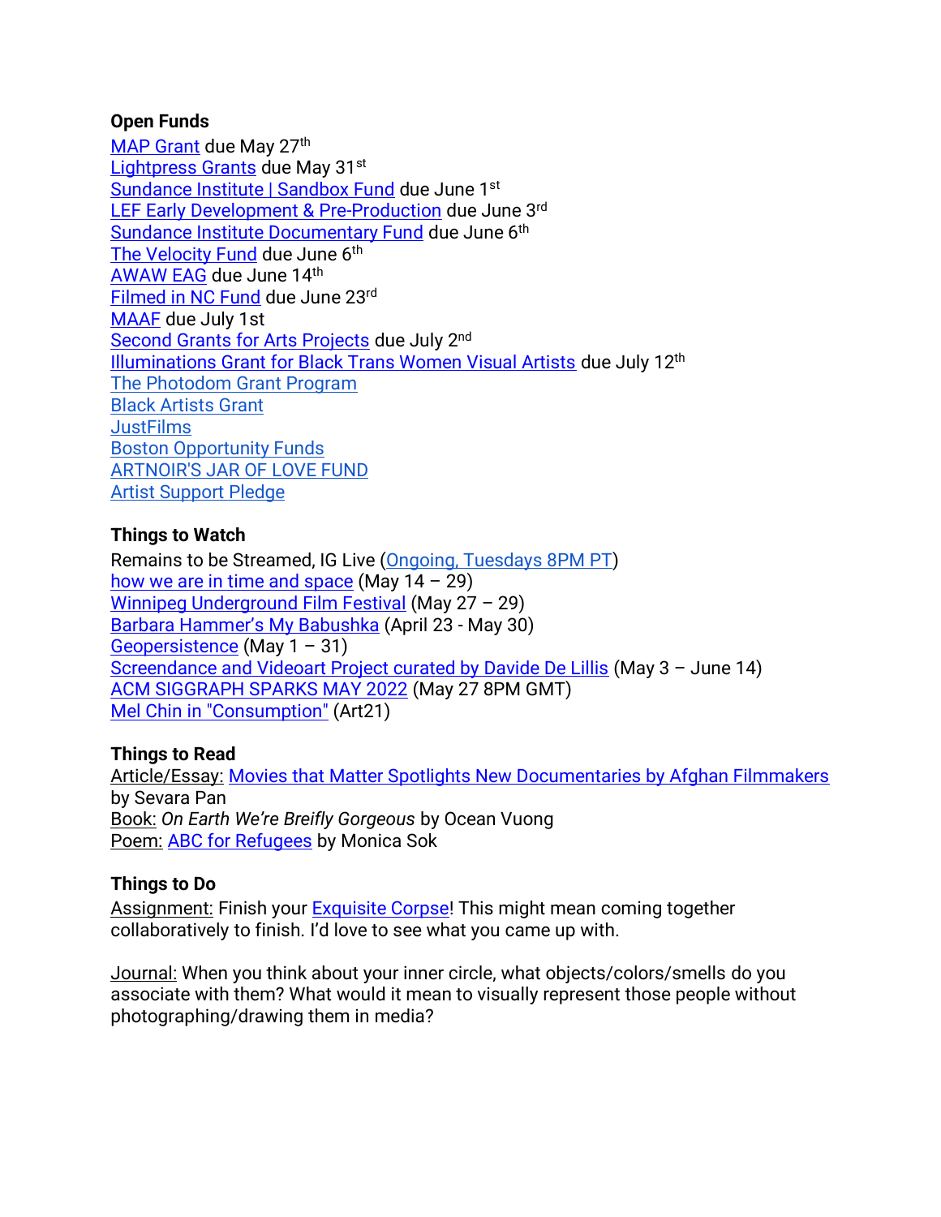**Open Funds**

MAP Grant due May 27th
Lightpress Grants due May 31st
Sundance Institute | Sandbox Fund due June 1st
LEF Early Development & Pre-Production due June 3rd
Sundance Institute Documentary Fund due June 6th
The Velocity Fund due June 6th
AWAW EAG due June 14th
Filmed in NC Fund due June 23rd
MAAF due July 1st
Second Grants for Arts Projects due July 2nd
Illuminations Grant for Black Trans Women Visual Artists due July 12th
The Photodom Grant Program
Black Artists Grant
JustFilms
Boston Opportunity Funds
ARTNOIR'S JAR OF LOVE FUND
Artist Support Pledge

**Things to Watch**

Remains to be Streamed, IG Live (Ongoing, Tuesdays 8PM PT)
how we are in time and space (May 14 – 29)
Winnipeg Underground Film Festival (May 27 – 29)
Barbara Hammer's My Babushka (April 23 - May 30)
Geopersistence (May 1 – 31)
Screendance and Videoart Project curated by Davide De Lillis (May 3 – June 14)
ACM SIGGRAPH SPARKS MAY 2022 (May 27 8PM GMT)
Mel Chin in "Consumption" (Art21)

**Things to Read**

Article/Essay: Movies that Matter Spotlights New Documentaries by Afghan Filmmakers by Sevara Pan
Book: *On Earth We're Breifly Gorgeous* by Ocean Vuong
Poem: ABC for Refugees by Monica Sok

**Things to Do**

Assignment: Finish your Exquisite Corpse! This might mean coming together collaboratively to finish. I'd love to see what you came up with.

Journal: When you think about your inner circle, what objects/colors/smells do you associate with them? What would it mean to visually represent those people without photographing/drawing them in media?